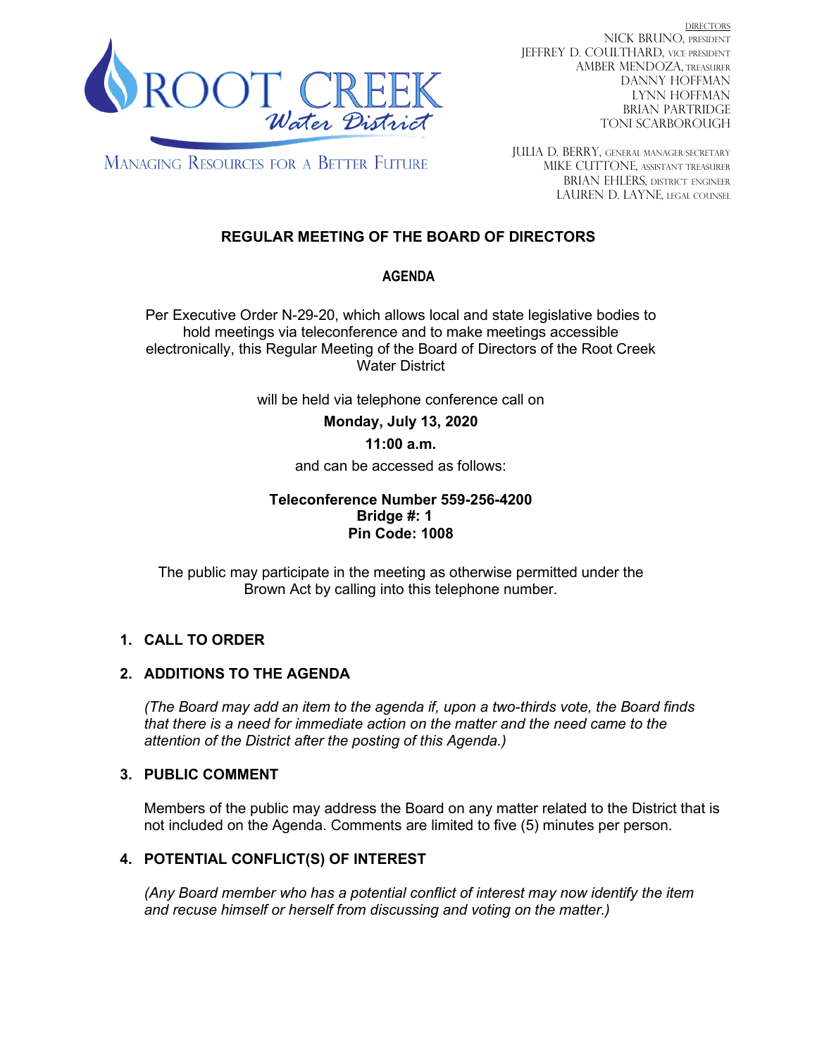ROOT CREEK *Water District*

MANAGING RESOURCES FOR A BETTER FUTURE

DIRECTORS
NICK BRUNO, PRESIDENT
JEFFREY D. COULTHARD, VICE PRESIDENT
AMBER MENDOZA, TREASURER
DANNY HOFFMAN
LYNN HOFFMAN
BRIAN PARTRIDGE
TONI SCARBOROUGH

JULIA D. BERRY, GENERAL MANAGER/SECRETARY
MIKE CUTTONE, ASSISTANT TREASURER
BRIAN EHLERS, DISTRICT ENGINEER
LAUREN D. LAYNE, LEGAL COUNSEL

# REGULAR MEETING OF THE BOARD OF DIRECTORS

## AGENDA

Per Executive Order N-29-20, which allows local and state legislative bodies to hold meetings via teleconference and to make meetings accessible electronically, this Regular Meeting of the Board of Directors of the Root Creek Water District

will be held via telephone conference call on

**Monday, July 13, 2020**

**11:00 a.m.**

and can be accessed as follows:

**Teleconference Number 559-256-4200**
**Bridge #: 1**
**Pin Code: 1008**

The public may participate in the meeting as otherwise permitted under the Brown Act by calling into this telephone number.

1. **CALL TO ORDER**

2. **ADDITIONS TO THE AGENDA**

   *(The Board may add an item to the agenda if, upon a two-thirds vote, the Board finds that there is a need for immediate action on the matter and the need came to the attention of the District after the posting of this Agenda.)*

3. **PUBLIC COMMENT**

   Members of the public may address the Board on any matter related to the District that is not included on the Agenda. Comments are limited to five (5) minutes per person.

4. **POTENTIAL CONFLICT(S) OF INTEREST**

   *(Any Board member who has a potential conflict of interest may now identify the item and recuse himself or herself from discussing and voting on the matter.)*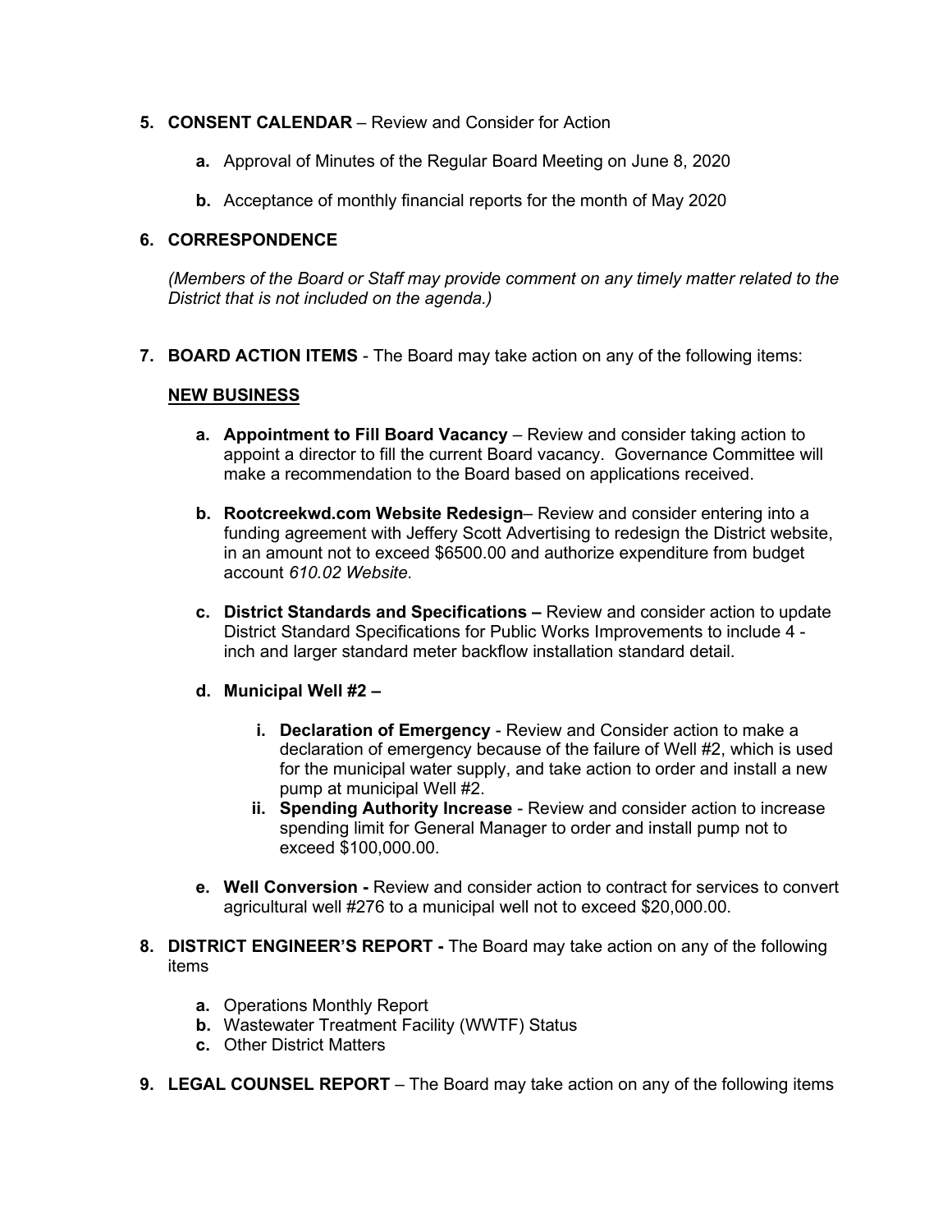5. **CONSENT CALENDAR** – Review and Consider for Action

   a. Approval of Minutes of the Regular Board Meeting on June 8, 2020

   b. Acceptance of monthly financial reports for the month of May 2020

6. **CORRESPONDENCE**

   *(Members of the Board or Staff may provide comment on any timely matter related to the District that is not included on the agenda.)*

7. **BOARD ACTION ITEMS** - The Board may take action on any of the following items:

   **NEW BUSINESS**

   a. **Appointment to Fill Board Vacancy** – Review and consider taking action to appoint a director to fill the current Board vacancy. Governance Committee will make a recommendation to the Board based on applications received.

   b. **Rootcreekwd.com Website Redesign**– Review and consider entering into a funding agreement with Jeffery Scott Advertising to redesign the District website, in an amount not to exceed $6500.00 and authorize expenditure from budget account *610.02 Website*.

   c. **District Standards and Specifications –** Review and consider action to update District Standard Specifications for Public Works Improvements to include 4 - inch and larger standard meter backflow installation standard detail.

   d. **Municipal Well #2 –**

      i. **Declaration of Emergency** - Review and Consider action to make a declaration of emergency because of the failure of Well #2, which is used for the municipal water supply, and take action to order and install a new pump at municipal Well #2.

      ii. **Spending Authority Increase** - Review and consider action to increase spending limit for General Manager to order and install pump not to exceed $100,000.00.

   e. **Well Conversion -** Review and consider action to contract for services to convert agricultural well #276 to a municipal well not to exceed $20,000.00.

8. **DISTRICT ENGINEER'S REPORT -** The Board may take action on any of the following items

   a. Operations Monthly Report
   b. Wastewater Treatment Facility (WWTF) Status
   c. Other District Matters

9. **LEGAL COUNSEL REPORT** – The Board may take action on any of the following items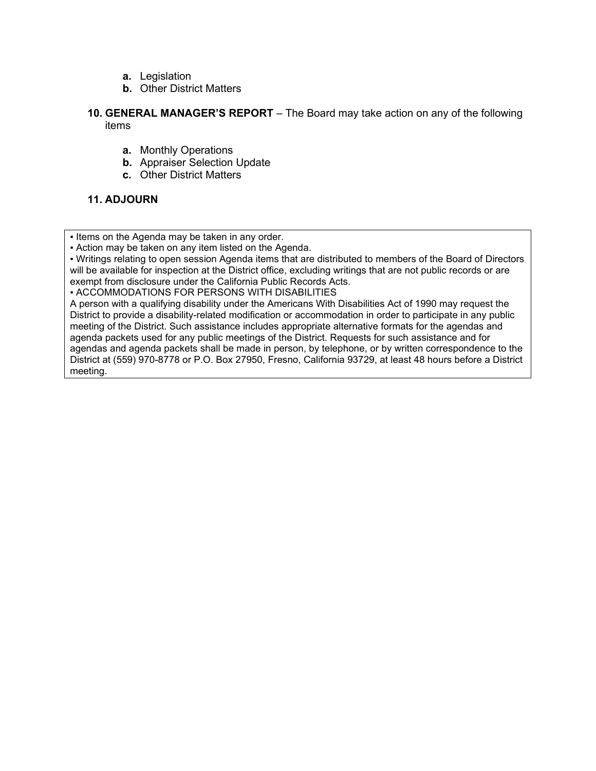- **a.** Legislation
   - **b.** Other District Matters

**10. GENERAL MANAGER'S REPORT** – The Board may take action on any of the following items

   - **a.** Monthly Operations
   - **b.** Appraiser Selection Update
   - **c.** Other District Matters

**11. ADJOURN**

▪ Items on the Agenda may be taken in any order.
▪ Action may be taken on any item listed on the Agenda.
▪ Writings relating to open session Agenda items that are distributed to members of the Board of Directors will be available for inspection at the District office, excluding writings that are not public records or are exempt from disclosure under the California Public Records Acts.
▪ ACCOMMODATIONS FOR PERSONS WITH DISABILITIES
A person with a qualifying disability under the Americans With Disabilities Act of 1990 may request the District to provide a disability-related modification or accommodation in order to participate in any public meeting of the District. Such assistance includes appropriate alternative formats for the agendas and agenda packets used for any public meetings of the District. Requests for such assistance and for agendas and agenda packets shall be made in person, by telephone, or by written correspondence to the District at (559) 970-8778 or P.O. Box 27950, Fresno, California 93729, at least 48 hours before a District meeting.